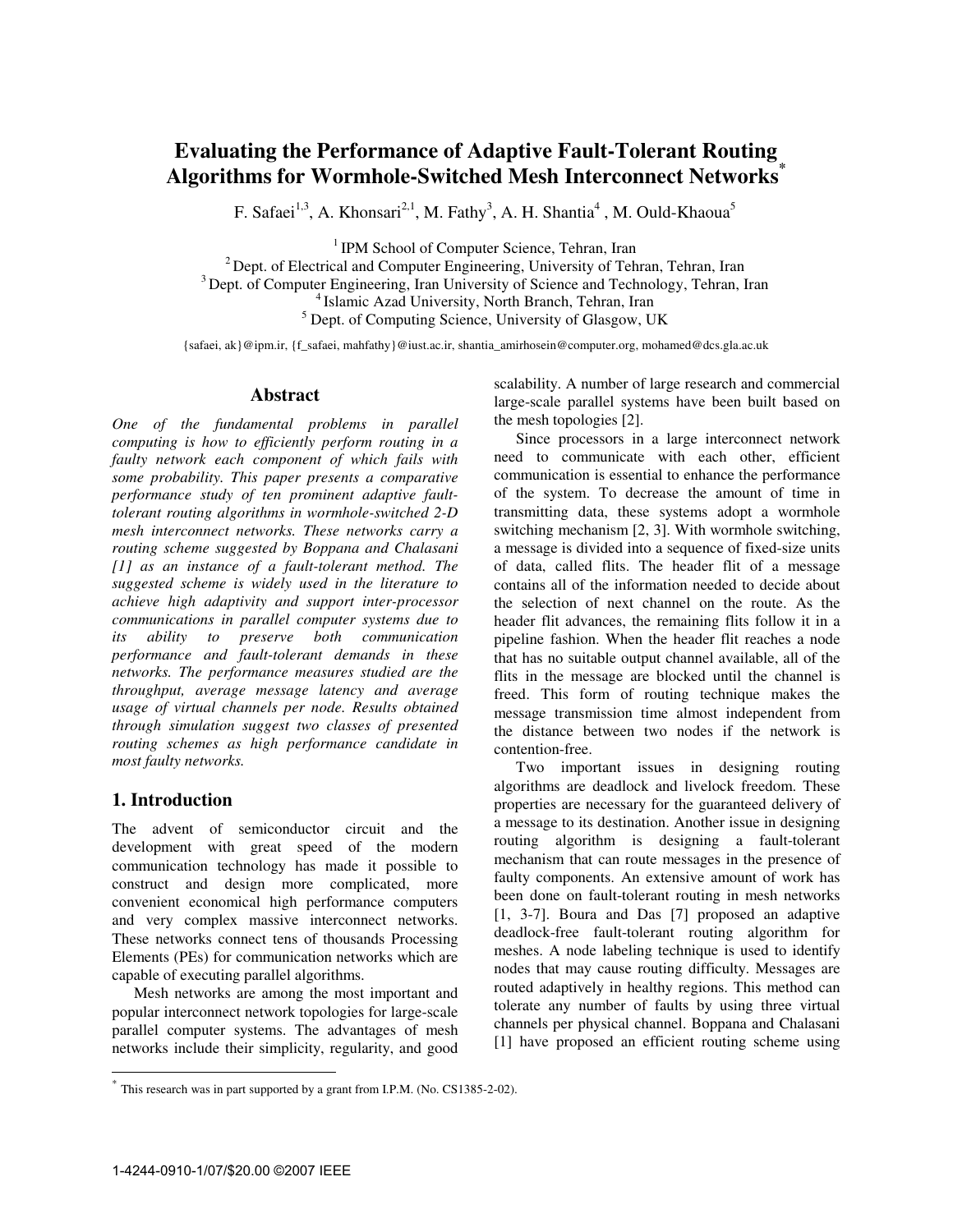# Evaluating the Performance of Adaptive Fault-Tolerant Routing Algorithms for Wormhole-Switched Mesh Interconnect Networks*

F. Safaei[1,3], A. Khonsari[2,1], M. Fathy[3], A. H. Shantia[4], M. Ould-Khaoua[5]

[1] IPM School of Computer Science, Tehran, Iran
[2] Dept. of Electrical and Computer Engineering, University of Tehran, Tehran, Iran
[3] Dept. of Computer Engineering, Iran University of Science and Technology, Tehran, Iran
[4] Islamic Azad University, North Branch, Tehran, Iran
[5] Dept. of Computing Science, University of Glasgow, UK

{safaei, ak}@ipm.ir, {f_safaei, mahfathy}@iust.ac.ir, shantia_amirhosein@computer.org, mohamed@dcs.gla.ac.uk

## Abstract

*One of the fundamental problems in parallel computing is how to efficiently perform routing in a faulty network each component of which fails with some probability. This paper presents a comparative performance study of ten prominent adaptive fault-tolerant routing algorithms in wormhole-switched 2-D mesh interconnect networks. These networks carry a routing scheme suggested by Boppana and Chalasani [1] as an instance of a fault-tolerant method. The suggested scheme is widely used in the literature to achieve high adaptivity and support inter-processor communications in parallel computer systems due to its ability to preserve both communication performance and fault-tolerant demands in these networks. The performance measures studied are the throughput, average message latency and average usage of virtual channels per node. Results obtained through simulation suggest two classes of presented routing schemes as high performance candidate in most faulty networks.*

## 1. Introduction

The advent of semiconductor circuit and the development with great speed of the modern communication technology has made it possible to construct and design more complicated, more convenient economical high performance computers and very complex massive interconnect networks. These networks connect tens of thousands Processing Elements (PEs) for communication networks which are capable of executing parallel algorithms.

Mesh networks are among the most important and popular interconnect network topologies for large-scale parallel computer systems. The advantages of mesh networks include their simplicity, regularity, and good scalability. A number of large research and commercial large-scale parallel systems have been built based on the mesh topologies [2].

Since processors in a large interconnect network need to communicate with each other, efficient communication is essential to enhance the performance of the system. To decrease the amount of time in transmitting data, these systems adopt a wormhole switching mechanism [2, 3]. With wormhole switching, a message is divided into a sequence of fixed-size units of data, called flits. The header flit of a message contains all of the information needed to decide about the selection of next channel on the route. As the header flit advances, the remaining flits follow it in a pipeline fashion. When the header flit reaches a node that has no suitable output channel available, all of the flits in the message are blocked until the channel is freed. This form of routing technique makes the message transmission time almost independent from the distance between two nodes if the network is contention-free.

Two important issues in designing routing algorithms are deadlock and livelock freedom. These properties are necessary for the guaranteed delivery of a message to its destination. Another issue in designing routing algorithm is designing a fault-tolerant mechanism that can route messages in the presence of faulty components. An extensive amount of work has been done on fault-tolerant routing in mesh networks [1, 3-7]. Boura and Das [7] proposed an adaptive deadlock-free fault-tolerant routing algorithm for meshes. A node labeling technique is used to identify nodes that may cause routing difficulty. Messages are routed adaptively in healthy regions. This method can tolerate any number of faults by using three virtual channels per physical channel. Boppana and Chalasani [1] have proposed an efficient routing scheme using

* This research was in part supported by a grant from I.P.M. (No. CS1385-2-02).

1-4244-0910-1/07/$20.00 ©2007 IEEE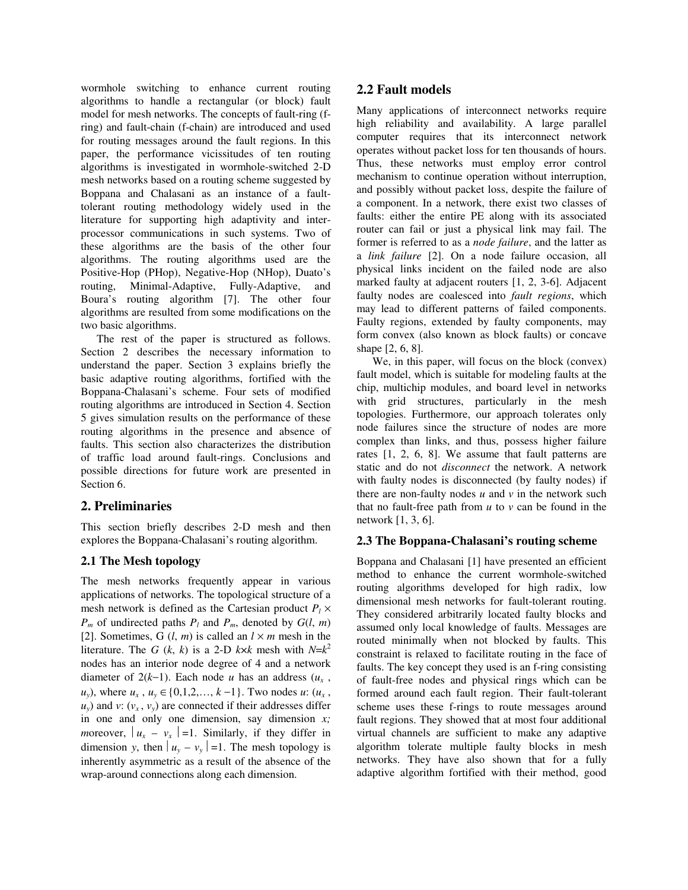wormhole switching to enhance current routing algorithms to handle a rectangular (or block) fault model for mesh networks. The concepts of fault-ring (f-ring) and fault-chain (f-chain) are introduced and used for routing messages around the fault regions. In this paper, the performance vicissitudes of ten routing algorithms is investigated in wormhole-switched 2-D mesh networks based on a routing scheme suggested by Boppana and Chalasani as an instance of a fault-tolerant routing methodology widely used in the literature for supporting high adaptivity and inter-processor communications in such systems. Two of these algorithms are the basis of the other four algorithms. The routing algorithms used are the Positive-Hop (PHop), Negative-Hop (NHop), Duato's routing, Minimal-Adaptive, Fully-Adaptive, and Boura's routing algorithm [7]. The other four algorithms are resulted from some modifications on the two basic algorithms.

The rest of the paper is structured as follows. Section 2 describes the necessary information to understand the paper. Section 3 explains briefly the basic adaptive routing algorithms, fortified with the Boppana-Chalasani's scheme. Four sets of modified routing algorithms are introduced in Section 4. Section 5 gives simulation results on the performance of these routing algorithms in the presence and absence of faults. This section also characterizes the distribution of traffic load around fault-rings. Conclusions and possible directions for future work are presented in Section 6.

## 2. Preliminaries

This section briefly describes 2-D mesh and then explores the Boppana-Chalasani's routing algorithm.

### 2.1 The Mesh topology

The mesh networks frequently appear in various applications of networks. The topological structure of a mesh network is defined as the Cartesian product $P_l \times P_m$ of undirected paths $P_l$ and $P_m$, denoted by $G(l, m)$ [2]. Sometimes, $G(l, m)$ is called an $l \times m$ mesh in the literature. The $G(k, k)$ is a 2-D $k \times k$ mesh with $N=k^2$ nodes has an interior node degree of 4 and a network diameter of $2(k-1)$. Each node $u$ has an address $(u_x, u_y)$, where $u_x, u_y \in \{0,1,2,\ldots, k-1\}$. Two nodes $u$: $(u_x, u_y)$ and $v$: $(v_x, v_y)$ are connected if their addresses differ in one and only one dimension, say dimension $x$; moreover, $|u_x - v_x| = 1$. Similarly, if they differ in dimension $y$, then $|u_y - v_y| = 1$. The mesh topology is inherently asymmetric as a result of the absence of the wrap-around connections along each dimension.

### 2.2 Fault models

Many applications of interconnect networks require high reliability and availability. A large parallel computer requires that its interconnect network operates without packet loss for ten thousands of hours. Thus, these networks must employ error control mechanism to continue operation without interruption, and possibly without packet loss, despite the failure of a component. In a network, there exist two classes of faults: either the entire PE along with its associated router can fail or just a physical link may fail. The former is referred to as a *node failure*, and the latter as a *link failure* [2]. On a node failure occasion, all physical links incident on the failed node are also marked faulty at adjacent routers [1, 2, 3-6]. Adjacent faulty nodes are coalesced into *fault regions*, which may lead to different patterns of failed components. Faulty regions, extended by faulty components, may form convex (also known as block faults) or concave shape [2, 6, 8].

We, in this paper, will focus on the block (convex) fault model, which is suitable for modeling faults at the chip, multichip modules, and board level in networks with grid structures, particularly in the mesh topologies. Furthermore, our approach tolerates only node failures since the structure of nodes are more complex than links, and thus, possess higher failure rates [1, 2, 6, 8]. We assume that fault patterns are static and do not *disconnect* the network. A network with faulty nodes is disconnected (by faulty nodes) if there are non-faulty nodes $u$ and $v$ in the network such that no fault-free path from $u$ to $v$ can be found in the network [1, 3, 6].

### 2.3 The Boppana-Chalasani's routing scheme

Boppana and Chalasani [1] have presented an efficient method to enhance the current wormhole-switched routing algorithms developed for high radix, low dimensional mesh networks for fault-tolerant routing. They considered arbitrarily located faulty blocks and assumed only local knowledge of faults. Messages are routed minimally when not blocked by faults. This constraint is relaxed to facilitate routing in the face of faults. The key concept they used is an f-ring consisting of fault-free nodes and physical rings which can be formed around each fault region. Their fault-tolerant scheme uses these f-rings to route messages around fault regions. They showed that at most four additional virtual channels are sufficient to make any adaptive algorithm tolerate multiple faulty blocks in mesh networks. They have also shown that for a fully adaptive algorithm fortified with their method, good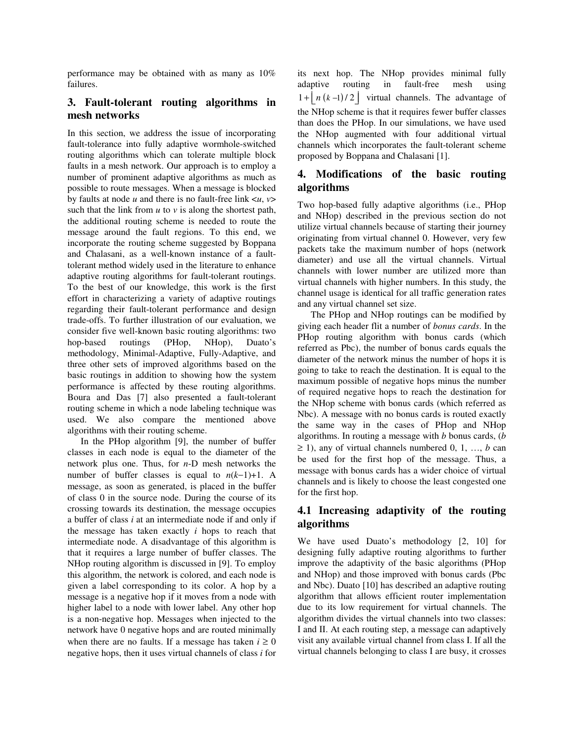performance may be obtained with as many as 10% failures.

## 3. Fault-tolerant routing algorithms in mesh networks

In this section, we address the issue of incorporating fault-tolerance into fully adaptive wormhole-switched routing algorithms which can tolerate multiple block faults in a mesh network. Our approach is to employ a number of prominent adaptive algorithms as much as possible to route messages. When a message is blocked by faults at node *u* and there is no fault-free link <*u*, *v*> such that the link from *u* to *v* is along the shortest path, the additional routing scheme is needed to route the message around the fault regions. To this end, we incorporate the routing scheme suggested by Boppana and Chalasani, as a well-known instance of a fault-tolerant method widely used in the literature to enhance adaptive routing algorithms for fault-tolerant routings. To the best of our knowledge, this work is the first effort in characterizing a variety of adaptive routings regarding their fault-tolerant performance and design trade-offs. To further illustration of our evaluation, we consider five well-known basic routing algorithms: two hop-based routings (PHop, NHop), Duato's methodology, Minimal-Adaptive, Fully-Adaptive, and three other sets of improved algorithms based on the basic routings in addition to showing how the system performance is affected by these routing algorithms. Boura and Das [7] also presented a fault-tolerant routing scheme in which a node labeling technique was used. We also compare the mentioned above algorithms with their routing scheme.

In the PHop algorithm [9], the number of buffer classes in each node is equal to the diameter of the network plus one. Thus, for *n*-D mesh networks the number of buffer classes is equal to $n(k-1)+1$. A message, as soon as generated, is placed in the buffer of class 0 in the source node. During the course of its crossing towards its destination, the message occupies a buffer of class *i* at an intermediate node if and only if the message has taken exactly *i* hops to reach that intermediate node. A disadvantage of this algorithm is that it requires a large number of buffer classes. The NHop routing algorithm is discussed in [9]. To employ this algorithm, the network is colored, and each node is given a label corresponding to its color. A hop by a message is a negative hop if it moves from a node with higher label to a node with lower label. Any other hop is a non-negative hop. Messages when injected to the network have 0 negative hops and are routed minimally when there are no faults. If a message has taken $i \geq 0$ negative hops, then it uses virtual channels of class *i* for its next hop. The NHop provides minimal fully adaptive routing in fault-free mesh using $1+\lfloor n(k-1)/2 \rfloor$ virtual channels. The advantage of the NHop scheme is that it requires fewer buffer classes than does the PHop. In our simulations, we have used the NHop augmented with four additional virtual channels which incorporates the fault-tolerant scheme proposed by Boppana and Chalasani [1].

## 4. Modifications of the basic routing algorithms

Two hop-based fully adaptive algorithms (i.e., PHop and NHop) described in the previous section do not utilize virtual channels because of starting their journey originating from virtual channel 0. However, very few packets take the maximum number of hops (network diameter) and use all the virtual channels. Virtual channels with lower number are utilized more than virtual channels with higher numbers. In this study, the channel usage is identical for all traffic generation rates and any virtual channel set size.

The PHop and NHop routings can be modified by giving each header flit a number of *bonus cards*. In the PHop routing algorithm with bonus cards (which referred as Pbc), the number of bonus cards equals the diameter of the network minus the number of hops it is going to take to reach the destination. It is equal to the maximum possible of negative hops minus the number of required negative hops to reach the destination for the NHop scheme with bonus cards (which referred as Nbc). A message with no bonus cards is routed exactly the same way in the cases of PHop and NHop algorithms. In routing a message with *b* bonus cards, ($b \geq 1$), any of virtual channels numbered 0, 1, …, *b* can be used for the first hop of the message. Thus, a message with bonus cards has a wider choice of virtual channels and is likely to choose the least congested one for the first hop.

### 4.1 Increasing adaptivity of the routing algorithms

We have used Duato's methodology [2, 10] for designing fully adaptive routing algorithms to further improve the adaptivity of the basic algorithms (PHop and NHop) and those improved with bonus cards (Pbc and Nbc). Duato [10] has described an adaptive routing algorithm that allows efficient router implementation due to its low requirement for virtual channels. The algorithm divides the virtual channels into two classes: I and II. At each routing step, a message can adaptively visit any available virtual channel from class I. If all the virtual channels belonging to class I are busy, it crosses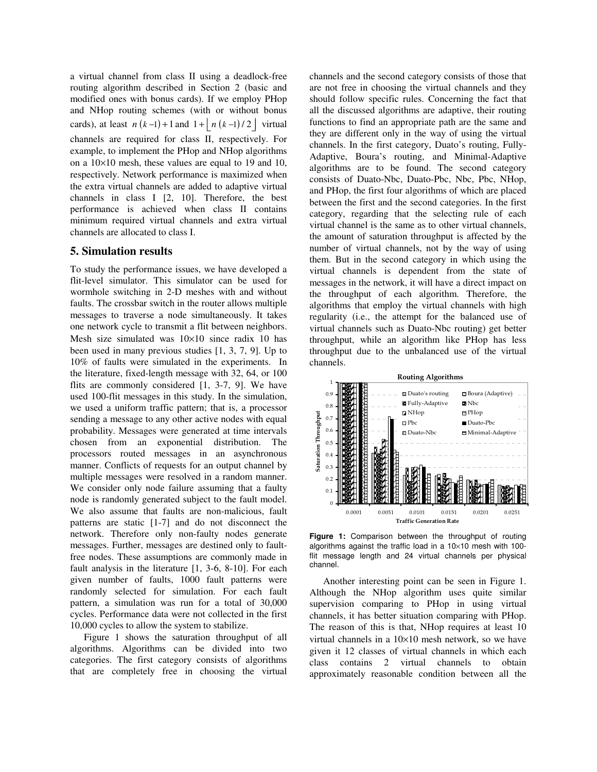a virtual channel from class II using a deadlock-free routing algorithm described in Section 2 (basic and modified ones with bonus cards). If we employ PHop and NHop routing schemes (with or without bonus cards), at least $n(k-1)+1$ and $1+\lfloor n(k-1)/2 \rfloor$ virtual channels are required for class II, respectively. For example, to implement the PHop and NHop algorithms on a 10×10 mesh, these values are equal to 19 and 10, respectively. Network performance is maximized when the extra virtual channels are added to adaptive virtual channels in class I [2, 10]. Therefore, the best performance is achieved when class II contains minimum required virtual channels and extra virtual channels are allocated to class I.

## 5. Simulation results

To study the performance issues, we have developed a flit-level simulator. This simulator can be used for wormhole switching in 2-D meshes with and without faults. The crossbar switch in the router allows multiple messages to traverse a node simultaneously. It takes one network cycle to transmit a flit between neighbors. Mesh size simulated was 10×10 since radix 10 has been used in many previous studies [1, 3, 7, 9]. Up to 10% of faults were simulated in the experiments. In the literature, fixed-length message with 32, 64, or 100 flits are commonly considered [1, 3-7, 9]. We have used 100-flit messages in this study. In the simulation, we used a uniform traffic pattern; that is, a processor sending a message to any other active nodes with equal probability. Messages were generated at time intervals chosen from an exponential distribution. The processors routed messages in an asynchronous manner. Conflicts of requests for an output channel by multiple messages were resolved in a random manner. We consider only node failure assuming that a faulty node is randomly generated subject to the fault model. We also assume that faults are non-malicious, fault patterns are static [1-7] and do not disconnect the network. Therefore only non-faulty nodes generate messages. Further, messages are destined only to fault-free nodes. These assumptions are commonly made in fault analysis in the literature [1, 3-6, 8-10]. For each given number of faults, 1000 fault patterns were randomly selected for simulation. For each fault pattern, a simulation was run for a total of 30,000 cycles. Performance data were not collected in the first 10,000 cycles to allow the system to stabilize.

Figure 1 shows the saturation throughput of all algorithms. Algorithms can be divided into two categories. The first category consists of algorithms that are completely free in choosing the virtual channels and the second category consists of those that are not free in choosing the virtual channels and they should follow specific rules. Concerning the fact that all the discussed algorithms are adaptive, their routing functions to find an appropriate path are the same and they are different only in the way of using the virtual channels. In the first category, Duato's routing, Fully-Adaptive, Boura's routing, and Minimal-Adaptive algorithms are to be found. The second category consists of Duato-Nbc, Duato-Pbc, Nbc, Pbc, NHop, and PHop, the first four algorithms of which are placed between the first and the second categories. In the first category, regarding that the selecting rule of each virtual channel is the same as to other virtual channels, the amount of saturation throughput is affected by the number of virtual channels, not by the way of using them. But in the second category in which using the virtual channels is dependent from the state of messages in the network, it will have a direct impact on the throughput of each algorithm. Therefore, the algorithms that employ the virtual channels with high regularity (i.e., the attempt for the balanced use of virtual channels such as Duato-Nbc routing) get better throughput, while an algorithm like PHop has less throughput due to the unbalanced use of the virtual channels.

**Figure 1:** Comparison between the throughput of routing algorithms against the traffic load in a 10×10 mesh with 100-flit message length and 24 virtual channels per physical channel.

Another interesting point can be seen in Figure 1. Although the NHop algorithm uses quite similar supervision comparing to PHop in using virtual channels, it has better situation comparing with PHop. The reason of this is that, NHop requires at least 10 virtual channels in a 10×10 mesh network, so we have given it 12 classes of virtual channels in which each class contains 2 virtual channels to obtain approximately reasonable condition between all the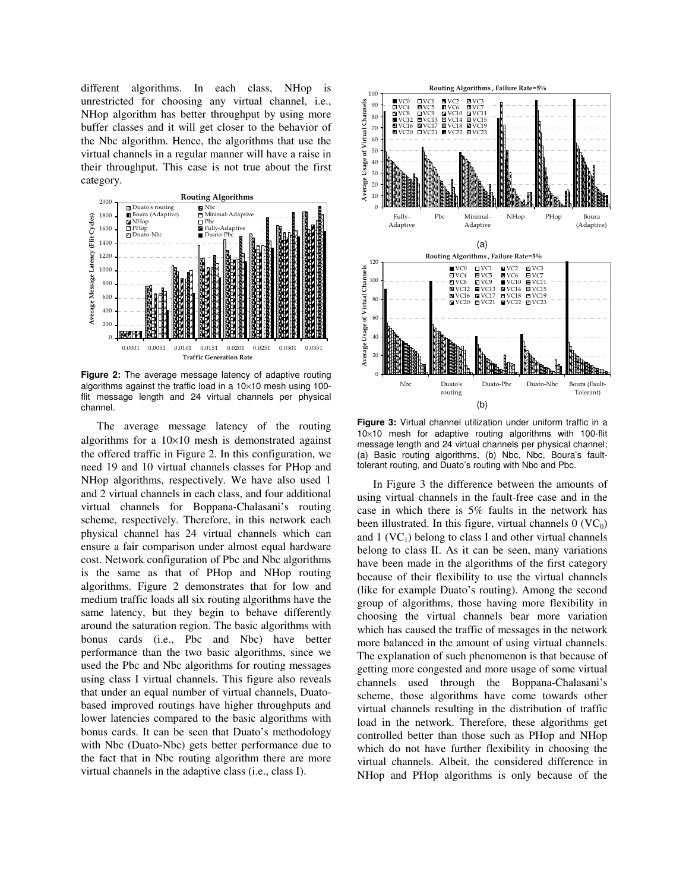different algorithms. In each class, NHop is unrestricted for choosing any virtual channel, i.e., NHop algorithm has better throughput by using more buffer classes and it will get closer to the behavior of the Nbc algorithm. Hence, the algorithms that use the virtual channels in a regular manner will have a raise in their throughput. This case is not true about the first category.

**Figure 2:** The average message latency of adaptive routing algorithms against the traffic load in a 10×10 mesh using 100-flit message length and 24 virtual channels per physical channel.

The average message latency of the routing algorithms for a 10×10 mesh is demonstrated against the offered traffic in Figure 2. In this configuration, we need 19 and 10 virtual channels classes for PHop and NHop algorithms, respectively. We have also used 1 and 2 virtual channels in each class, and four additional virtual channels for Boppana-Chalasani's routing scheme, respectively. Therefore, in this network each physical channel has 24 virtual channels which can ensure a fair comparison under almost equal hardware cost. Network configuration of Pbc and Nbc algorithms is the same as that of PHop and NHop routing algorithms. Figure 2 demonstrates that for low and medium traffic loads all six routing algorithms have the same latency, but they begin to behave differently around the saturation region. The basic algorithms with bonus cards (i.e., Pbc and Nbc) have better performance than the two basic algorithms, since we used the Pbc and Nbc algorithms for routing messages using class I virtual channels. This figure also reveals that under an equal number of virtual channels, Duato-based improved routings have higher throughputs and lower latencies compared to the basic algorithms with bonus cards. It can be seen that Duato's methodology with Nbc (Duato-Nbc) gets better performance due to the fact that in Nbc routing algorithm there are more virtual channels in the adaptive class (i.e., class I).

**Figure 3:** Virtual channel utilization under uniform traffic in a 10×10 mesh for adaptive routing algorithms with 100-flit message length and 24 virtual channels per physical channel; (a) Basic routing algorithms, (b) Nbc, Nbc, Boura's fault-tolerant routing, and Duato's routing with Nbc and Pbc.

In Figure 3 the difference between the amounts of using virtual channels in the fault-free case and in the case in which there is 5% faults in the network has been illustrated. In this figure, virtual channels 0 ($VC_0$) and 1 ($VC_1$) belong to class I and other virtual channels belong to class II. As it can be seen, many variations have been made in the algorithms of the first category because of their flexibility to use the virtual channels (like for example Duato's routing). Among the second group of algorithms, those having more flexibility in choosing the virtual channels bear more variation which has caused the traffic of messages in the network more balanced in the amount of using virtual channels. The explanation of such phenomenon is that because of getting more congested and more usage of some virtual channels used through the Boppana-Chalasani's scheme, those algorithms have come towards other virtual channels resulting in the distribution of traffic load in the network. Therefore, these algorithms get controlled better than those such as PHop and NHop which do not have further flexibility in choosing the virtual channels. Albeit, the considered difference in NHop and PHop algorithms is only because of the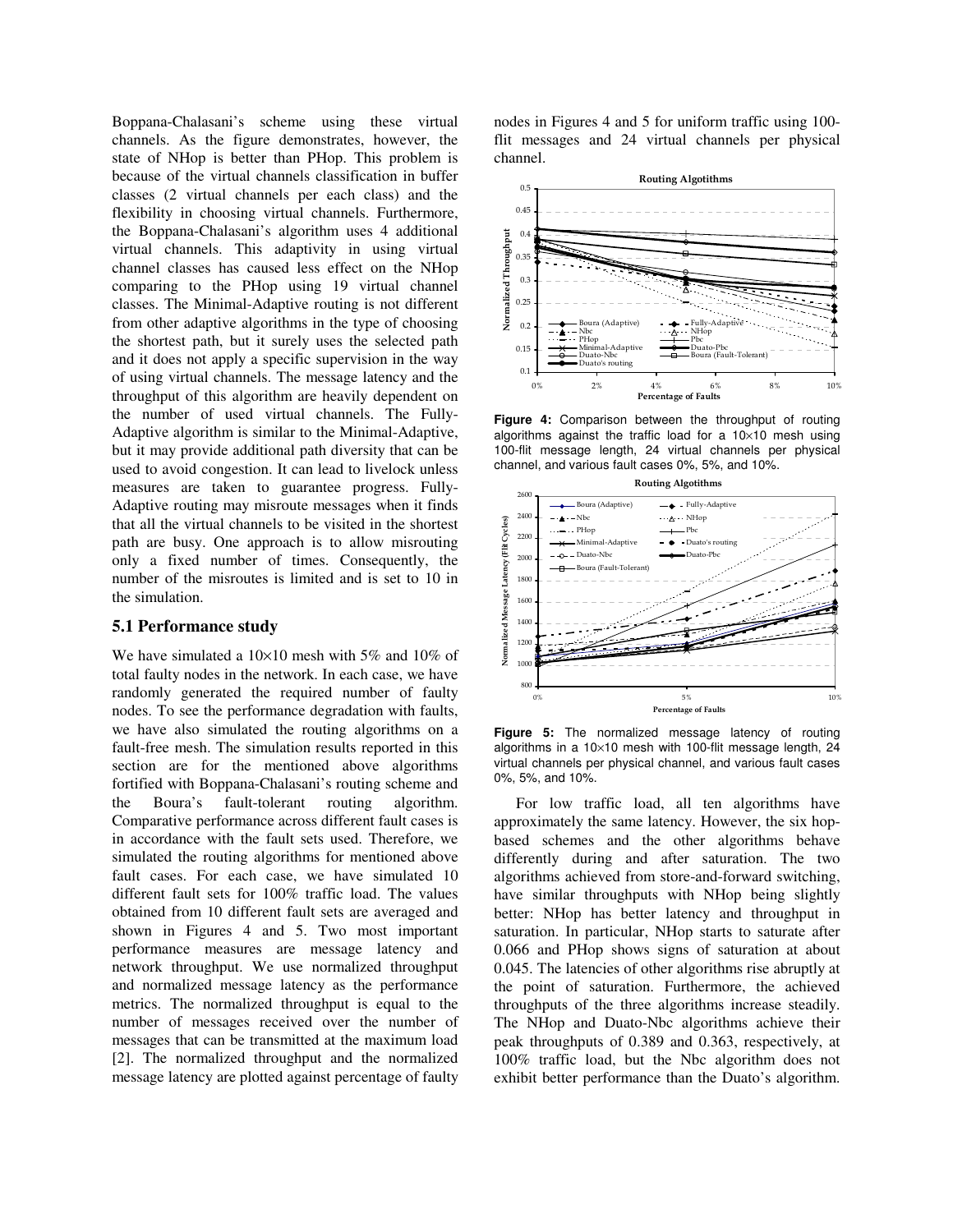Boppana-Chalasani's scheme using these virtual channels. As the figure demonstrates, however, the state of NHop is better than PHop. This problem is because of the virtual channels classification in buffer classes (2 virtual channels per each class) and the flexibility in choosing virtual channels. Furthermore, the Boppana-Chalasani's algorithm uses 4 additional virtual channels. This adaptivity in using virtual channel classes has caused less effect on the NHop comparing to the PHop using 19 virtual channel classes. The Minimal-Adaptive routing is not different from other adaptive algorithms in the type of choosing the shortest path, but it surely uses the selected path and it does not apply a specific supervision in the way of using virtual channels. The message latency and the throughput of this algorithm are heavily dependent on the number of used virtual channels. The Fully-Adaptive algorithm is similar to the Minimal-Adaptive, but it may provide additional path diversity that can be used to avoid congestion. It can lead to livelock unless measures are taken to guarantee progress. Fully-Adaptive routing may misroute messages when it finds that all the virtual channels to be visited in the shortest path are busy. One approach is to allow misrouting only a fixed number of times. Consequently, the number of the misroutes is limited and is set to 10 in the simulation.

### 5.1 Performance study

We have simulated a 10×10 mesh with 5% and 10% of total faulty nodes in the network. In each case, we have randomly generated the required number of faulty nodes. To see the performance degradation with faults, we have also simulated the routing algorithms on a fault-free mesh. The simulation results reported in this section are for the mentioned above algorithms fortified with Boppana-Chalasani's routing scheme and the Boura's fault-tolerant routing algorithm. Comparative performance across different fault cases is in accordance with the fault sets used. Therefore, we simulated the routing algorithms for mentioned above fault cases. For each case, we have simulated 10 different fault sets for 100% traffic load. The values obtained from 10 different fault sets are averaged and shown in Figures 4 and 5. Two most important performance measures are message latency and network throughput. We use normalized throughput and normalized message latency as the performance metrics. The normalized throughput is equal to the number of messages received over the number of messages that can be transmitted at the maximum load [2]. The normalized throughput and the normalized message latency are plotted against percentage of faulty nodes in Figures 4 and 5 for uniform traffic using 100-flit messages and 24 virtual channels per physical channel.

**Figure 4:** Comparison between the throughput of routing algorithms against the traffic load for a 10×10 mesh using 100-flit message length, 24 virtual channels per physical channel, and various fault cases 0%, 5%, and 10%.

**Figure 5:** The normalized message latency of routing algorithms in a 10×10 mesh with 100-flit message length, 24 virtual channels per physical channel, and various fault cases 0%, 5%, and 10%.

For low traffic load, all ten algorithms have approximately the same latency. However, the six hop-based schemes and the other algorithms behave differently during and after saturation. The two algorithms achieved from store-and-forward switching, have similar throughputs with NHop being slightly better: NHop has better latency and throughput in saturation. In particular, NHop starts to saturate after 0.066 and PHop shows signs of saturation at about 0.045. The latencies of other algorithms rise abruptly at the point of saturation. Furthermore, the achieved throughputs of the three algorithms increase steadily. The NHop and Duato-Nbc algorithms achieve their peak throughputs of 0.389 and 0.363, respectively, at 100% traffic load, but the Nbc algorithm does not exhibit better performance than the Duato's algorithm.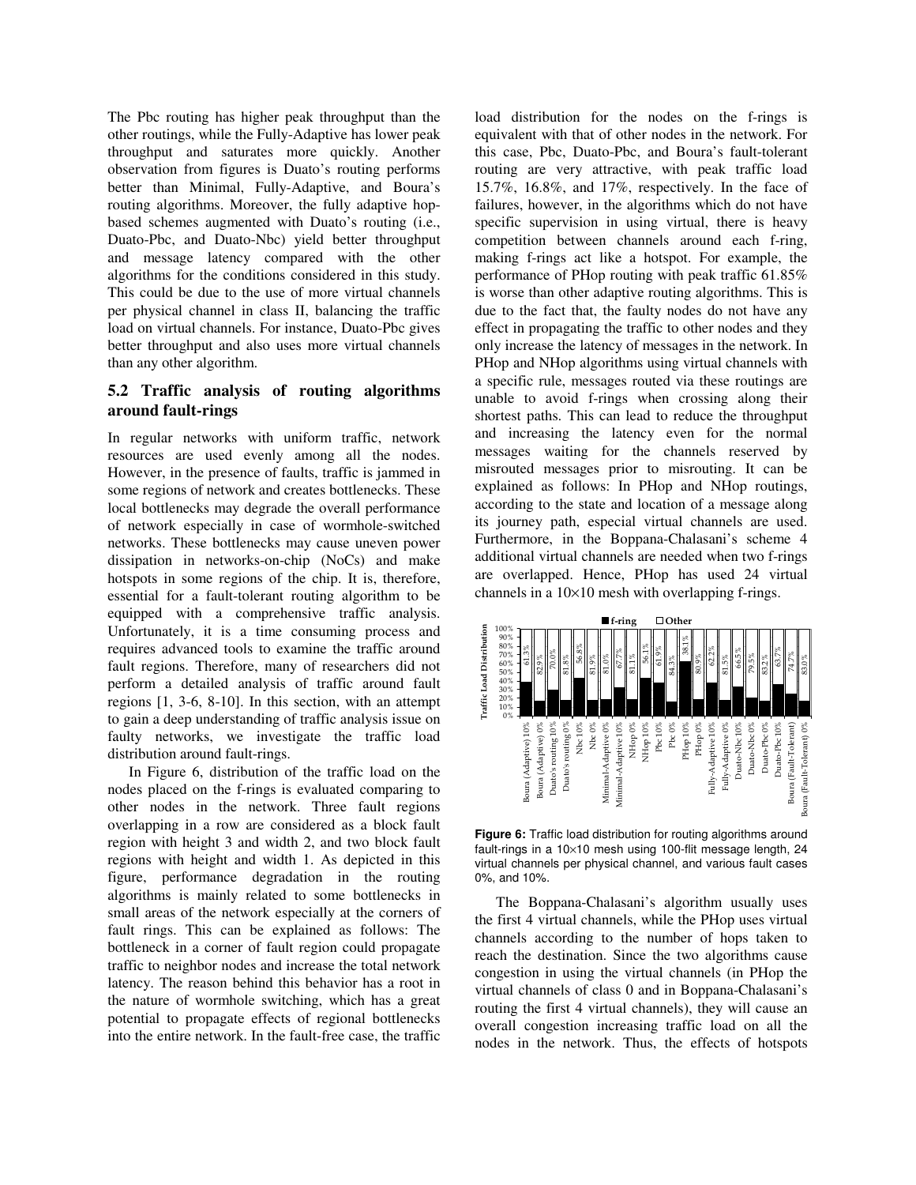The Pbc routing has higher peak throughput than the other routings, while the Fully-Adaptive has lower peak throughput and saturates more quickly. Another observation from figures is Duato's routing performs better than Minimal, Fully-Adaptive, and Boura's routing algorithms. Moreover, the fully adaptive hop-based schemes augmented with Duato's routing (i.e., Duato-Pbc, and Duato-Nbc) yield better throughput and message latency compared with the other algorithms for the conditions considered in this study. This could be due to the use of more virtual channels per physical channel in class II, balancing the traffic load on virtual channels. For instance, Duato-Pbc gives better throughput and also uses more virtual channels than any other algorithm.

## 5.2 Traffic analysis of routing algorithms around fault-rings

In regular networks with uniform traffic, network resources are used evenly among all the nodes. However, in the presence of faults, traffic is jammed in some regions of network and creates bottlenecks. These local bottlenecks may degrade the overall performance of network especially in case of wormhole-switched networks. These bottlenecks may cause uneven power dissipation in networks-on-chip (NoCs) and make hotspots in some regions of the chip. It is, therefore, essential for a fault-tolerant routing algorithm to be equipped with a comprehensive traffic analysis. Unfortunately, it is a time consuming process and requires advanced tools to examine the traffic around fault regions. Therefore, many of researchers did not perform a detailed analysis of traffic around fault regions [1, 3-6, 8-10]. In this section, with an attempt to gain a deep understanding of traffic analysis issue on faulty networks, we investigate the traffic load distribution around fault-rings.

In Figure 6, distribution of the traffic load on the nodes placed on the f-rings is evaluated comparing to other nodes in the network. Three fault regions overlapping in a row are considered as a block fault region with height 3 and width 2, and two block fault regions with height and width 1. As depicted in this figure, performance degradation in the routing algorithms is mainly related to some bottlenecks in small areas of the network especially at the corners of fault rings. This can be explained as follows: The bottleneck in a corner of fault region could propagate traffic to neighbor nodes and increase the total network latency. The reason behind this behavior has a root in the nature of wormhole switching, which has a great potential to propagate effects of regional bottlenecks into the entire network. In the fault-free case, the traffic load distribution for the nodes on the f-rings is equivalent with that of other nodes in the network. For this case, Pbc, Duato-Pbc, and Boura's fault-tolerant routing are very attractive, with peak traffic load 15.7%, 16.8%, and 17%, respectively. In the face of failures, however, in the algorithms which do not have specific supervision in using virtual, there is heavy competition between channels around each f-ring, making f-rings act like a hotspot. For example, the performance of PHop routing with peak traffic 61.85% is worse than other adaptive routing algorithms. This is due to the fact that, the faulty nodes do not have any effect in propagating the traffic to other nodes and they only increase the latency of messages in the network. In PHop and NHop algorithms using virtual channels with a specific rule, messages routed via these routings are unable to avoid f-rings when crossing along their shortest paths. This can lead to reduce the throughput and increasing the latency even for the normal messages waiting for the channels reserved by misrouted messages prior to misrouting. It can be explained as follows: In PHop and NHop routings, according to the state and location of a message along its journey path, especial virtual channels are used. Furthermore, in the Boppana-Chalasani's scheme 4 additional virtual channels are needed when two f-rings are overlapped. Hence, PHop has used 24 virtual channels in a 10×10 mesh with overlapping f-rings.

| Routing algorithm | Other (%) |
|---|---|
| Boura (Adaptive) 10% | 61.3% |
| Boura (Adaptive) 0% | 82.9% |
| Duato's routing 10% | 70.0% |
| Duato's routing 0% | 81.8% |
| Nbc 10% | 56.8% |
| Nbc 0% | 81.9% |
| Minimal-Adaptive 0% | 81.0% |
| Minimal-Adaptive 10% | 67.7% |
| NHop 0% | 81.1% |
| NHop 10% | 56.1% |
| Pbc 10% | 61.9% |
| Pbc 0% | 84.3% |
| PHop 10% | 38.1% |
| PHop 0% | 80.9% |
| Fully-Adaptive 10% | 62.2% |
| Fully-Adaptive 0% | 81.5% |
| Duato-Nbc 10% | 66.5% |
| Duato-Nbc 0% | 79.5% |
| Duato-Pbc 0% | 83.2% |
| Duato-Pbc 10% | 63.7% |
| Boura (Fault-Tolerant) 10% | 74.7% |
| Boura (Fault-Tolerant) 0% | 83.0% |

**Figure 6:** Traffic load distribution for routing algorithms around fault-rings in a 10×10 mesh using 100-flit message length, 24 virtual channels per physical channel, and various fault cases 0%, and 10%.

The Boppana-Chalasani's algorithm usually uses the first 4 virtual channels, while the PHop uses virtual channels according to the number of hops taken to reach the destination. Since the two algorithms cause congestion in using the virtual channels (in PHop the virtual channels of class 0 and in Boppana-Chalasani's routing the first 4 virtual channels), they will cause an overall congestion increasing traffic load on all the nodes in the network. Thus, the effects of hotspots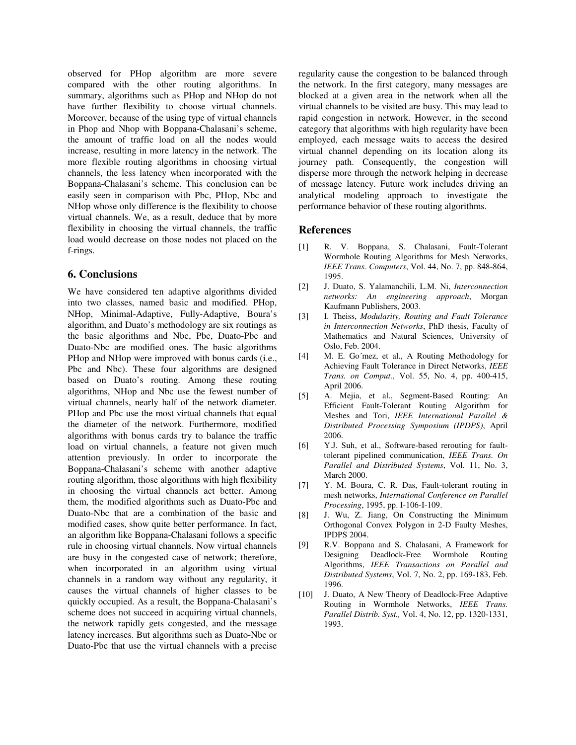observed for PHop algorithm are more severe compared with the other routing algorithms. In summary, algorithms such as PHop and NHop do not have further flexibility to choose virtual channels. Moreover, because of the using type of virtual channels in Phop and Nhop with Boppana-Chalasani's scheme, the amount of traffic load on all the nodes would increase, resulting in more latency in the network. The more flexible routing algorithms in choosing virtual channels, the less latency when incorporated with the Boppana-Chalasani's scheme. This conclusion can be easily seen in comparison with Pbc, PHop, Nbc and NHop whose only difference is the flexibility to choose virtual channels. We, as a result, deduce that by more flexibility in choosing the virtual channels, the traffic load would decrease on those nodes not placed on the f-rings.

## 6. Conclusions

We have considered ten adaptive algorithms divided into two classes, named basic and modified. PHop, NHop, Minimal-Adaptive, Fully-Adaptive, Boura's algorithm, and Duato's methodology are six routings as the basic algorithms and Nbc, Pbc, Duato-Pbc and Duato-Nbc are modified ones. The basic algorithms PHop and NHop were improved with bonus cards (i.e., Pbc and Nbc). These four algorithms are designed based on Duato's routing. Among these routing algorithms, NHop and Nbc use the fewest number of virtual channels, nearly half of the network diameter. PHop and Pbc use the most virtual channels that equal the diameter of the network. Furthermore, modified algorithms with bonus cards try to balance the traffic load on virtual channels, a feature not given much attention previously. In order to incorporate the Boppana-Chalasani's scheme with another adaptive routing algorithm, those algorithms with high flexibility in choosing the virtual channels act better. Among them, the modified algorithms such as Duato-Pbc and Duato-Nbc that are a combination of the basic and modified cases, show quite better performance. In fact, an algorithm like Boppana-Chalasani follows a specific rule in choosing virtual channels. Now virtual channels are busy in the congested case of network; therefore, when incorporated in an algorithm using virtual channels in a random way without any regularity, it causes the virtual channels of higher classes to be quickly occupied. As a result, the Boppana-Chalasani's scheme does not succeed in acquiring virtual channels, the network rapidly gets congested, and the message latency increases. But algorithms such as Duato-Nbc or Duato-Pbc that use the virtual channels with a precise regularity cause the congestion to be balanced through the network. In the first category, many messages are blocked at a given area in the network when all the virtual channels to be visited are busy. This may lead to rapid congestion in network. However, in the second category that algorithms with high regularity have been employed, each message waits to access the desired virtual channel depending on its location along its journey path. Consequently, the congestion will disperse more through the network helping in decrease of message latency. Future work includes driving an analytical modeling approach to investigate the performance behavior of these routing algorithms.

## References

[1] R. V. Boppana, S. Chalasani, Fault-Tolerant Wormhole Routing Algorithms for Mesh Networks, *IEEE Trans. Computers*, Vol. 44, No. 7, pp. 848-864, 1995.

[2] J. Duato, S. Yalamanchili, L.M. Ni, *Interconnection networks: An engineering approach*, Morgan Kaufmann Publishers, 2003.

[3] I. Theiss, *Modularity, Routing and Fault Tolerance in Interconnection Networks*, PhD thesis, Faculty of Mathematics and Natural Sciences, University of Oslo, Feb. 2004.

[4] M. E. Go´mez, et al., A Routing Methodology for Achieving Fault Tolerance in Direct Networks, *IEEE Trans. on Comput.*, Vol. 55, No. 4, pp. 400-415, April 2006.

[5] A. Mejia, et al., Segment-Based Routing: An Efficient Fault-Tolerant Routing Algorithm for Meshes and Tori, *IEEE International Parallel & Distributed Processing Symposium (IPDPS)*, April 2006.

[6] Y.J. Suh, et al., Software-based rerouting for fault-tolerant pipelined communication, *IEEE Trans. On Parallel and Distributed Systems*, Vol. 11, No. 3, March 2000.

[7] Y. M. Boura, C. R. Das, Fault-tolerant routing in mesh networks, *International Conference on Parallel Processing*, 1995, pp. I-106-I-109.

[8] J. Wu, Z. Jiang, On Constructing the Minimum Orthogonal Convex Polygon in 2-D Faulty Meshes, IPDPS 2004.

[9] R.V. Boppana and S. Chalasani, A Framework for Designing Deadlock-Free Wormhole Routing Algorithms, *IEEE Transactions on Parallel and Distributed Systems*, Vol. 7, No. 2, pp. 169-183, Feb. 1996.

[10] J. Duato, A New Theory of Deadlock-Free Adaptive Routing in Wormhole Networks, *IEEE Trans. Parallel Distrib. Syst.,* Vol. 4, No. 12, pp. 1320-1331, 1993.